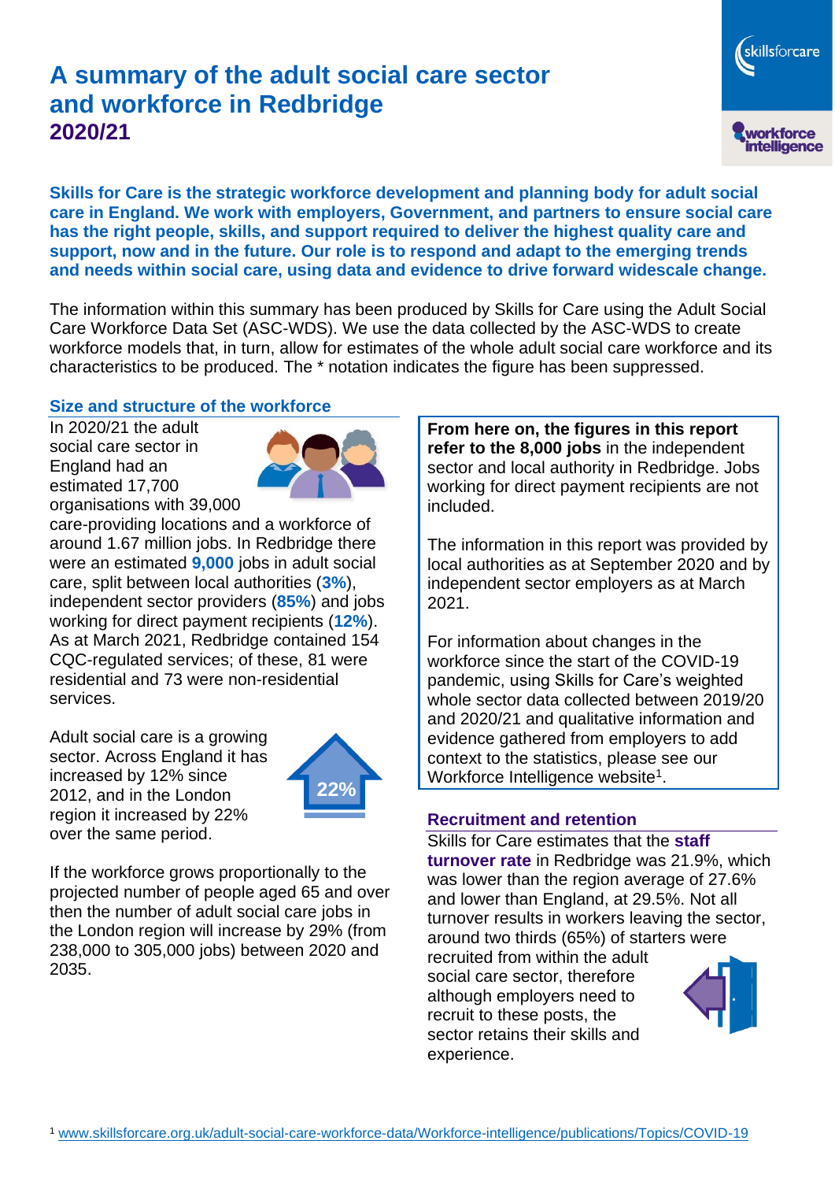# A summary of the adult social care sector and workforce in Redbridge

## 2020/21

**Skills for Care is the strategic workforce development and planning body for adult social care in England. We work with employers, Government, and partners to ensure social care has the right people, skills, and support required to deliver the highest quality care and support, now and in the future. Our role is to respond and adapt to the emerging trends and needs within social care, using data and evidence to drive forward widescale change.**

The information within this summary has been produced by Skills for Care using the Adult Social Care Workforce Data Set (ASC-WDS). We use the data collected by the ASC-WDS to create workforce models that, in turn, allow for estimates of the whole adult social care workforce and its characteristics to be produced. The * notation indicates the figure has been suppressed.

### Size and structure of the workforce

In 2020/21 the adult social care sector in England had an estimated 17,700 organisations with 39,000 care-providing locations and a workforce of around 1.67 million jobs. In Redbridge there were an estimated **9,000** jobs in adult social care, split between local authorities (**3%**), independent sector providers (**85%**) and jobs working for direct payment recipients (**12%**). As at March 2021, Redbridge contained 154 CQC-regulated services; of these, 81 were residential and 73 were non-residential services.

Adult social care is a growing sector. Across England it has increased by 12% since 2012, and in the London region it increased by 22% over the same period.

22%

If the workforce grows proportionally to the projected number of people aged 65 and over then the number of adult social care jobs in the London region will increase by 29% (from 238,000 to 305,000 jobs) between 2020 and 2035.

**From here on, the figures in this report refer to the 8,000 jobs** in the independent sector and local authority in Redbridge. Jobs working for direct payment recipients are not included.

The information in this report was provided by local authorities as at September 2020 and by independent sector employers as at March 2021.

For information about changes in the workforce since the start of the COVID-19 pandemic, using Skills for Care's weighted whole sector data collected between 2019/20 and 2020/21 and qualitative information and evidence gathered from employers to add context to the statistics, please see our Workforce Intelligence website[1].

### Recruitment and retention

Skills for Care estimates that the **staff turnover rate** in Redbridge was 21.9%, which was lower than the region average of 27.6% and lower than England, at 29.5%. Not all turnover results in workers leaving the sector, around two thirds (65%) of starters were recruited from within the adult social care sector, therefore although employers need to recruit to these posts, the sector retains their skills and experience.

[1] www.skillsforcare.org.uk/adult-social-care-workforce-data/Workforce-intelligence/publications/Topics/COVID-19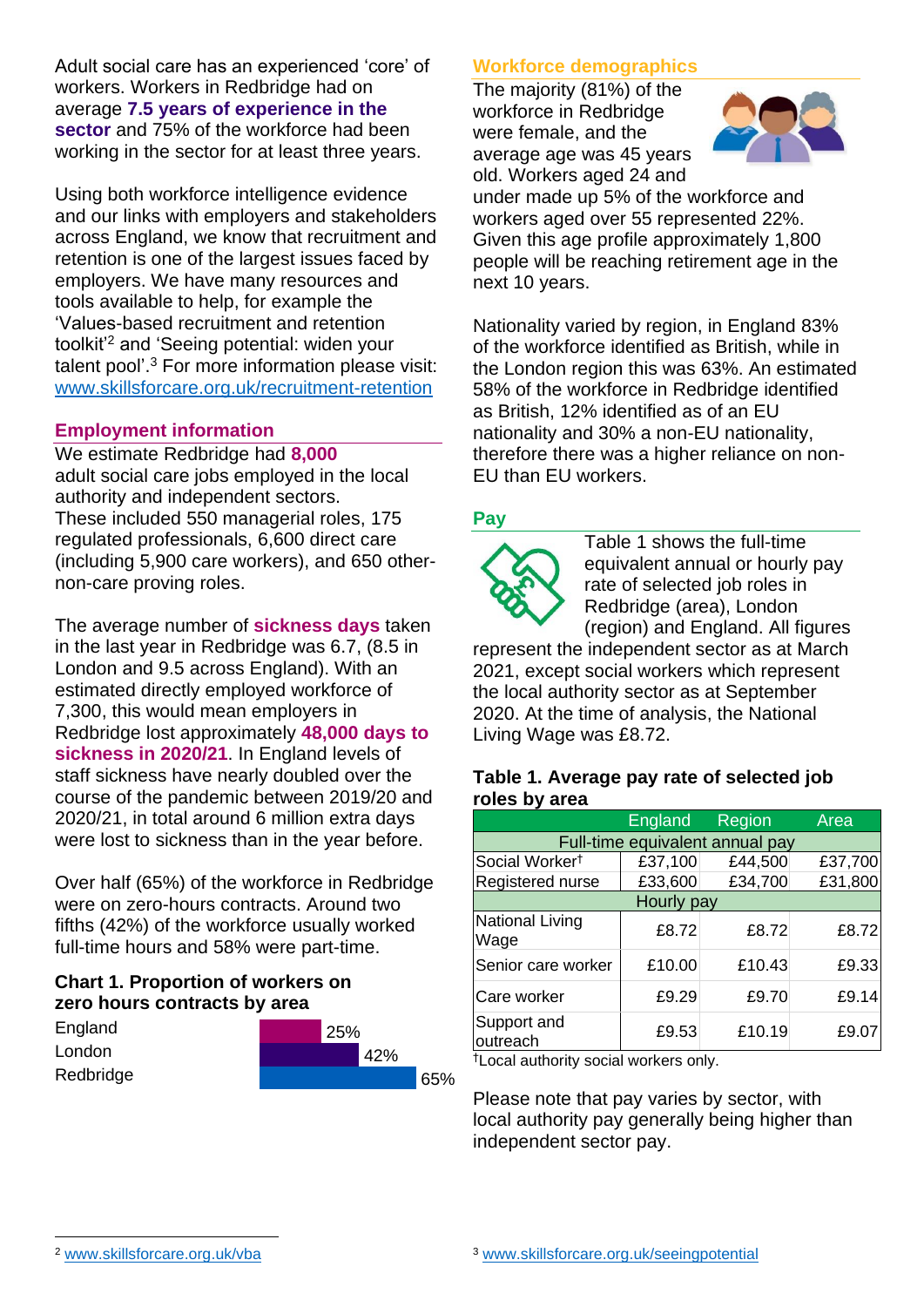Adult social care has an experienced 'core' of workers. Workers in Redbridge had on average **7.5 years of experience in the sector** and 75% of the workforce had been working in the sector for at least three years.

Using both workforce intelligence evidence and our links with employers and stakeholders across England, we know that recruitment and retention is one of the largest issues faced by employers. We have many resources and tools available to help, for example the 'Values-based recruitment and retention toolkit'[2] and 'Seeing potential: widen your talent pool'.[3] For more information please visit: www.skillsforcare.org.uk/recruitment-retention

## Employment information

We estimate Redbridge had **8,000** adult social care jobs employed in the local authority and independent sectors. These included 550 managerial roles, 175 regulated professionals, 6,600 direct care (including 5,900 care workers), and 650 other-non-care proving roles.

The average number of **sickness days** taken in the last year in Redbridge was 6.7, (8.5 in London and 9.5 across England). With an estimated directly employed workforce of 7,300, this would mean employers in Redbridge lost approximately **48,000 days to sickness in 2020/21**. In England levels of staff sickness have nearly doubled over the course of the pandemic between 2019/20 and 2020/21, in total around 6 million extra days were lost to sickness than in the year before.

Over half (65%) of the workforce in Redbridge were on zero-hours contracts. Around two fifths (42%) of the workforce usually worked full-time hours and 58% were part-time.

### Chart 1. Proportion of workers on zero hours contracts by area

| Area | Proportion |
|---|---|
| England | 25% |
| London | 42% |
| Redbridge | 65% |

## Workforce demographics

The majority (81%) of the workforce in Redbridge were female, and the average age was 45 years old. Workers aged 24 and under made up 5% of the workforce and workers aged over 55 represented 22%. Given this age profile approximately 1,800 people will be reaching retirement age in the next 10 years.

Nationality varied by region, in England 83% of the workforce identified as British, while in the London region this was 63%. An estimated 58% of the workforce in Redbridge identified as British, 12% identified as of an EU nationality and 30% a non-EU nationality, therefore there was a higher reliance on non-EU than EU workers.

## Pay

Table 1 shows the full-time equivalent annual or hourly pay rate of selected job roles in Redbridge (area), London (region) and England. All figures represent the independent sector as at March 2021, except social workers which represent the local authority sector as at September 2020. At the time of analysis, the National Living Wage was £8.72.

### Table 1. Average pay rate of selected job roles by area

| | England | Region | Area |
|---|---|---|---|
| **Full-time equivalent annual pay** | | | |
| Social Worker† | £37,100 | £44,500 | £37,700 |
| Registered nurse | £33,600 | £34,700 | £31,800 |
| **Hourly pay** | | | |
| National Living Wage | £8.72 | £8.72 | £8.72 |
| Senior care worker | £10.00 | £10.43 | £9.33 |
| Care worker | £9.29 | £9.70 | £9.14 |
| Support and outreach | £9.53 | £10.19 | £9.07 |

†Local authority social workers only.

Please note that pay varies by sector, with local authority pay generally being higher than independent sector pay.

[2] www.skillsforcare.org.uk/vba

[3] www.skillsforcare.org.uk/seeingpotential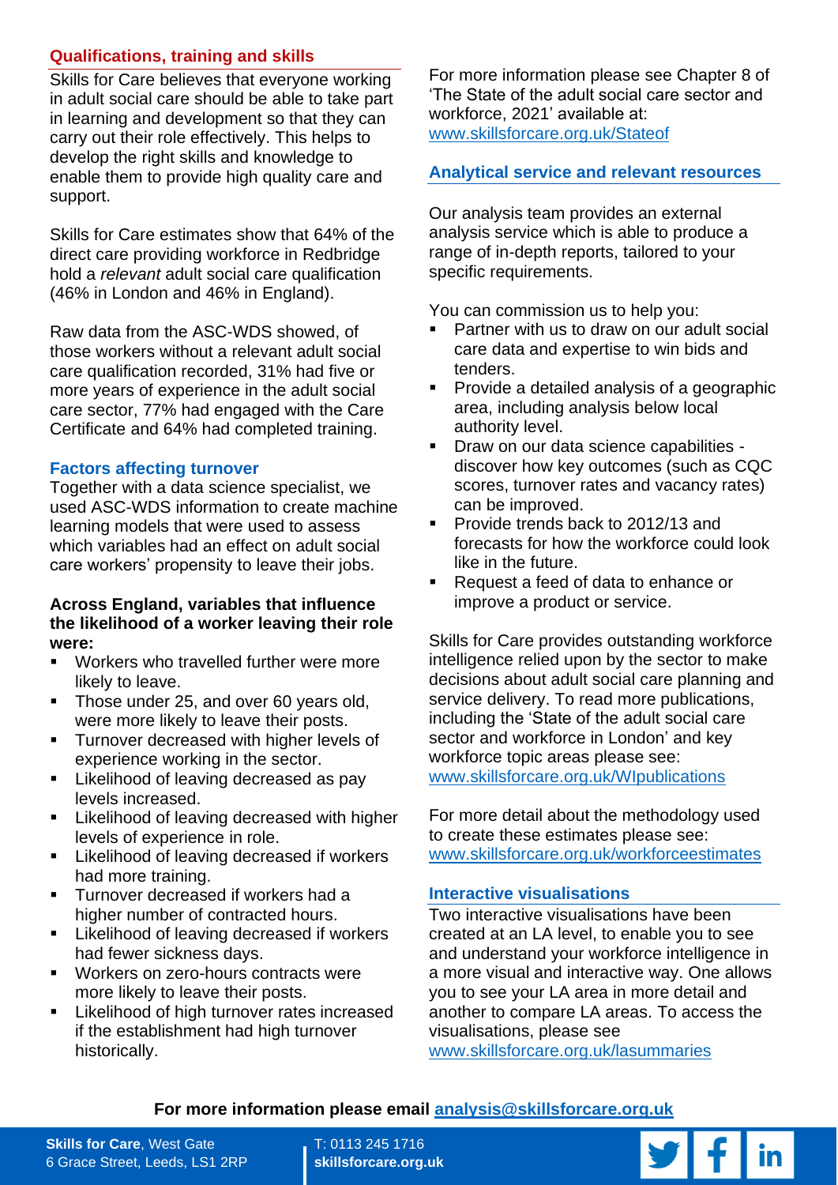## Qualifications, training and skills

Skills for Care believes that everyone working in adult social care should be able to take part in learning and development so that they can carry out their role effectively. This helps to develop the right skills and knowledge to enable them to provide high quality care and support.

Skills for Care estimates show that 64% of the direct care providing workforce in Redbridge hold a *relevant* adult social care qualification (46% in London and 46% in England).

Raw data from the ASC-WDS showed, of those workers without a relevant adult social care qualification recorded, 31% had five or more years of experience in the adult social care sector, 77% had engaged with the Care Certificate and 64% had completed training.

## Factors affecting turnover

Together with a data science specialist, we used ASC-WDS information to create machine learning models that were used to assess which variables had an effect on adult social care workers' propensity to leave their jobs.

**Across England, variables that influence the likelihood of a worker leaving their role were:**

- Workers who travelled further were more likely to leave.
- Those under 25, and over 60 years old, were more likely to leave their posts.
- Turnover decreased with higher levels of experience working in the sector.
- Likelihood of leaving decreased as pay levels increased.
- Likelihood of leaving decreased with higher levels of experience in role.
- Likelihood of leaving decreased if workers had more training.
- Turnover decreased if workers had a higher number of contracted hours.
- Likelihood of leaving decreased if workers had fewer sickness days.
- Workers on zero-hours contracts were more likely to leave their posts.
- Likelihood of high turnover rates increased if the establishment had high turnover historically.

For more information please see Chapter 8 of 'The State of the adult social care sector and workforce, 2021' available at: www.skillsforcare.org.uk/Stateof

## Analytical service and relevant resources

Our analysis team provides an external analysis service which is able to produce a range of in-depth reports, tailored to your specific requirements.

You can commission us to help you:

- Partner with us to draw on our adult social care data and expertise to win bids and tenders.
- Provide a detailed analysis of a geographic area, including analysis below local authority level.
- Draw on our data science capabilities - discover how key outcomes (such as CQC scores, turnover rates and vacancy rates) can be improved.
- Provide trends back to 2012/13 and forecasts for how the workforce could look like in the future.
- Request a feed of data to enhance or improve a product or service.

Skills for Care provides outstanding workforce intelligence relied upon by the sector to make decisions about adult social care planning and service delivery. To read more publications, including the 'State of the adult social care sector and workforce in London' and key workforce topic areas please see: www.skillsforcare.org.uk/WIpublications

For more detail about the methodology used to create these estimates please see: www.skillsforcare.org.uk/workforceestimates

## Interactive visualisations

Two interactive visualisations have been created at an LA level, to enable you to see and understand your workforce intelligence in a more visual and interactive way. One allows you to see your LA area in more detail and another to compare LA areas. To access the visualisations, please see www.skillsforcare.org.uk/lasummaries

**For more information please email analysis@skillsforcare.org.uk**

**Skills for Care**, West Gate
6 Grace Street, Leeds, LS1 2RP

T: 0113 245 1716
**skillsforcare.org.uk**